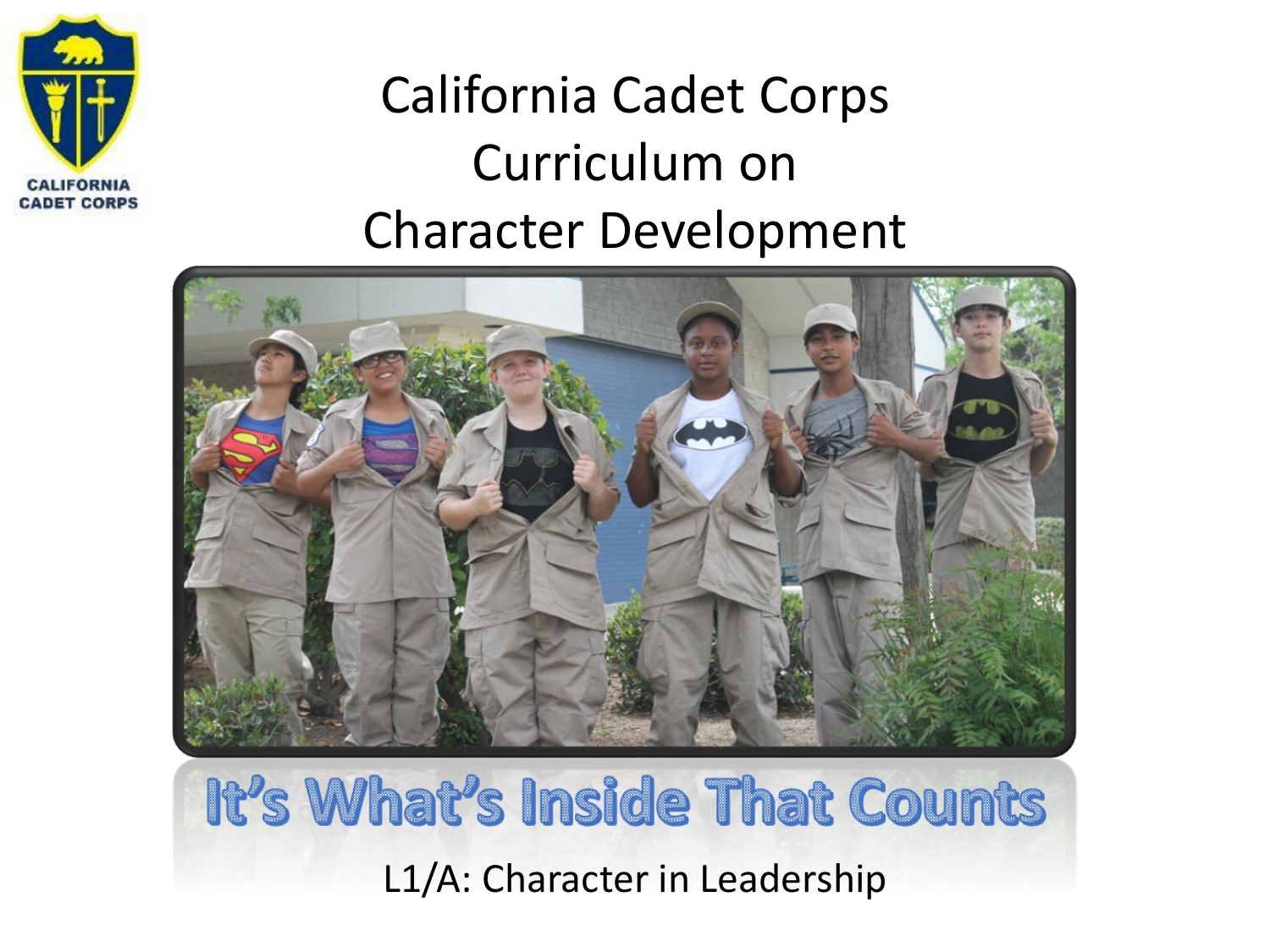# California Cadet Corps Curriculum on Character Development

## It's What's Inside That Counts

L1/A: Character in Leadership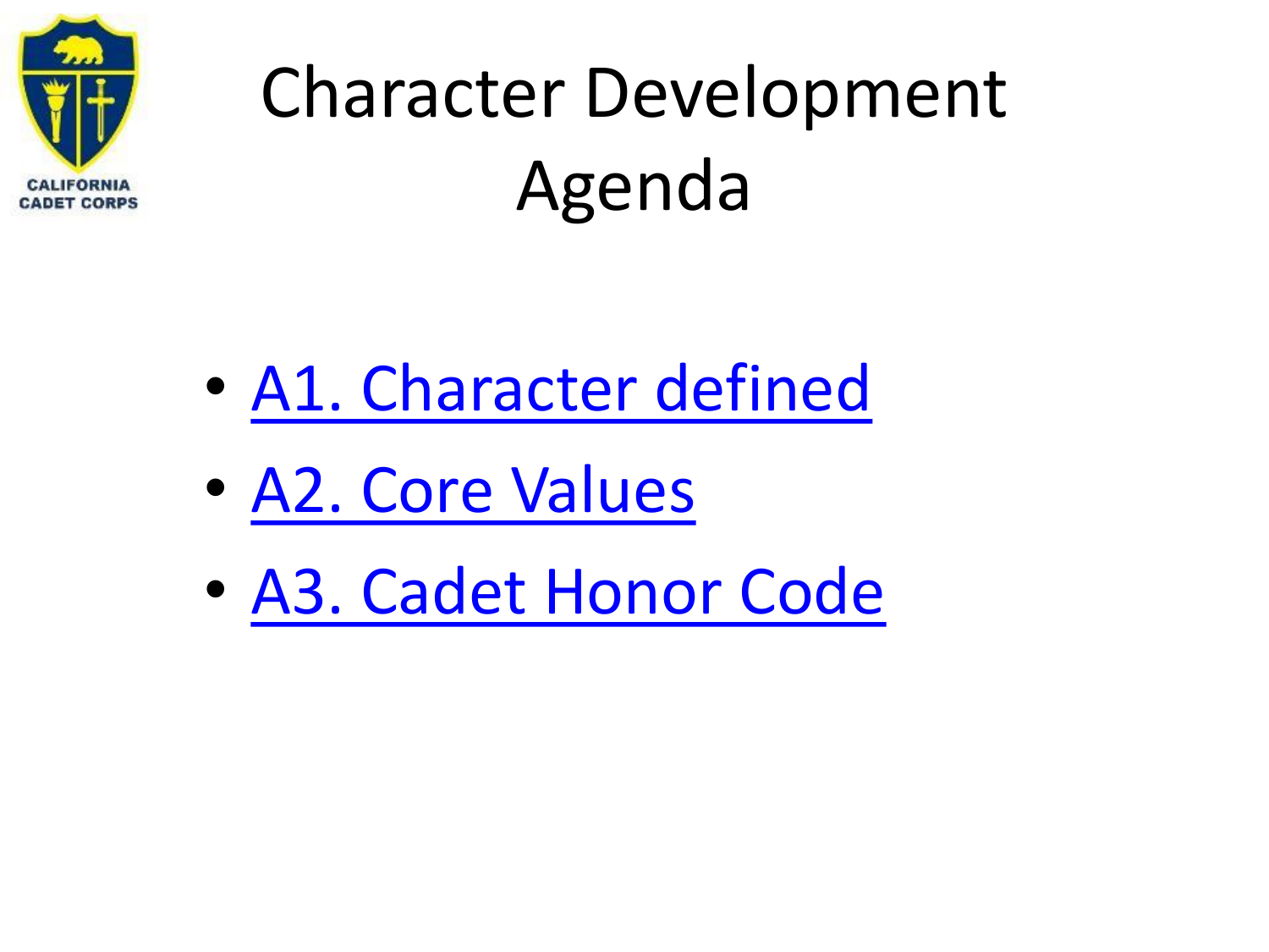# Character Development Agenda

- A1. Character defined
- A2. Core Values
- A3. Cadet Honor Code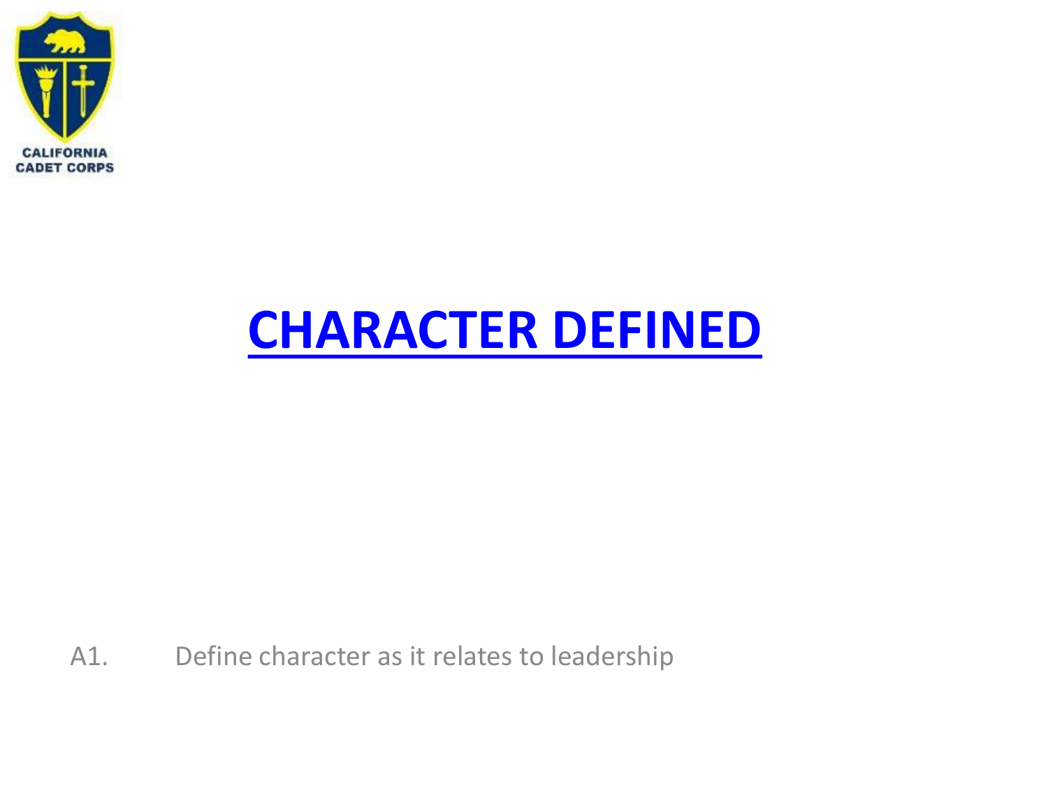CALIFORNIA CADET CORPS

# CHARACTER DEFINED

A1. Define character as it relates to leadership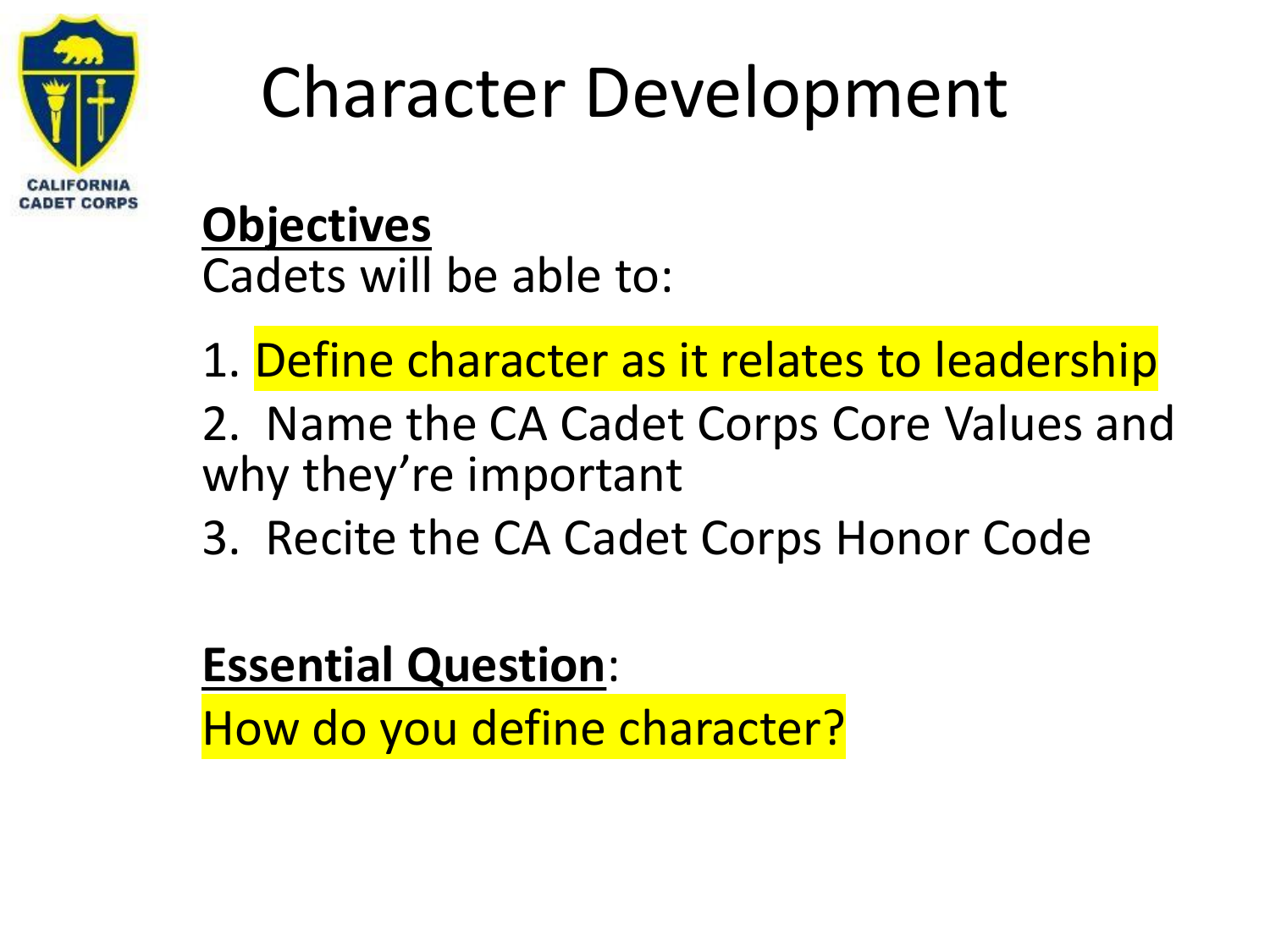# Character Development

**Objectives**

Cadets will be able to:

1. Define character as it relates to leadership
2. Name the CA Cadet Corps Core Values and why they're important
3. Recite the CA Cadet Corps Honor Code

**Essential Question**:

How do you define character?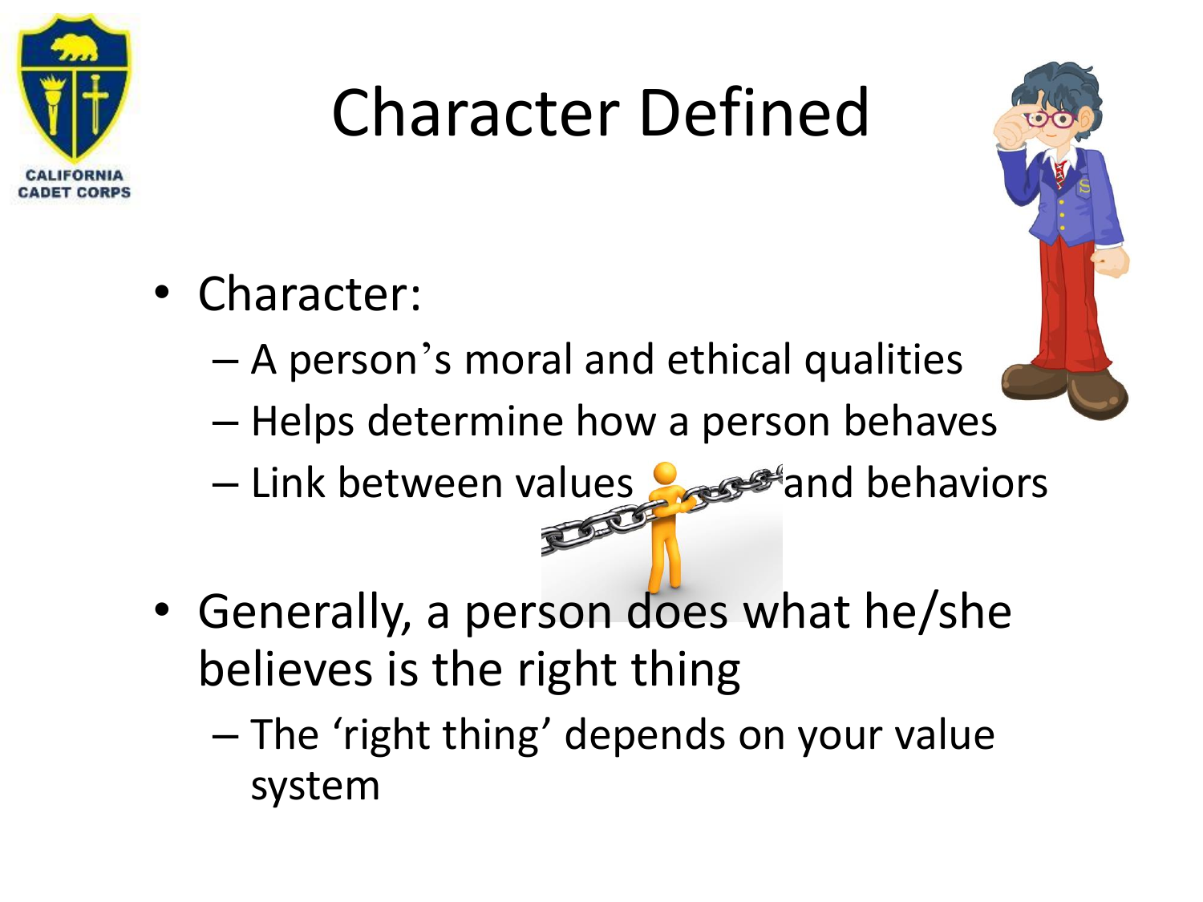# Character Defined

- Character:
  - A person's moral and ethical qualities
  - Helps determine how a person behaves
  - Link between values and behaviors
- Generally, a person does what he/she believes is the right thing
  - The 'right thing' depends on your value system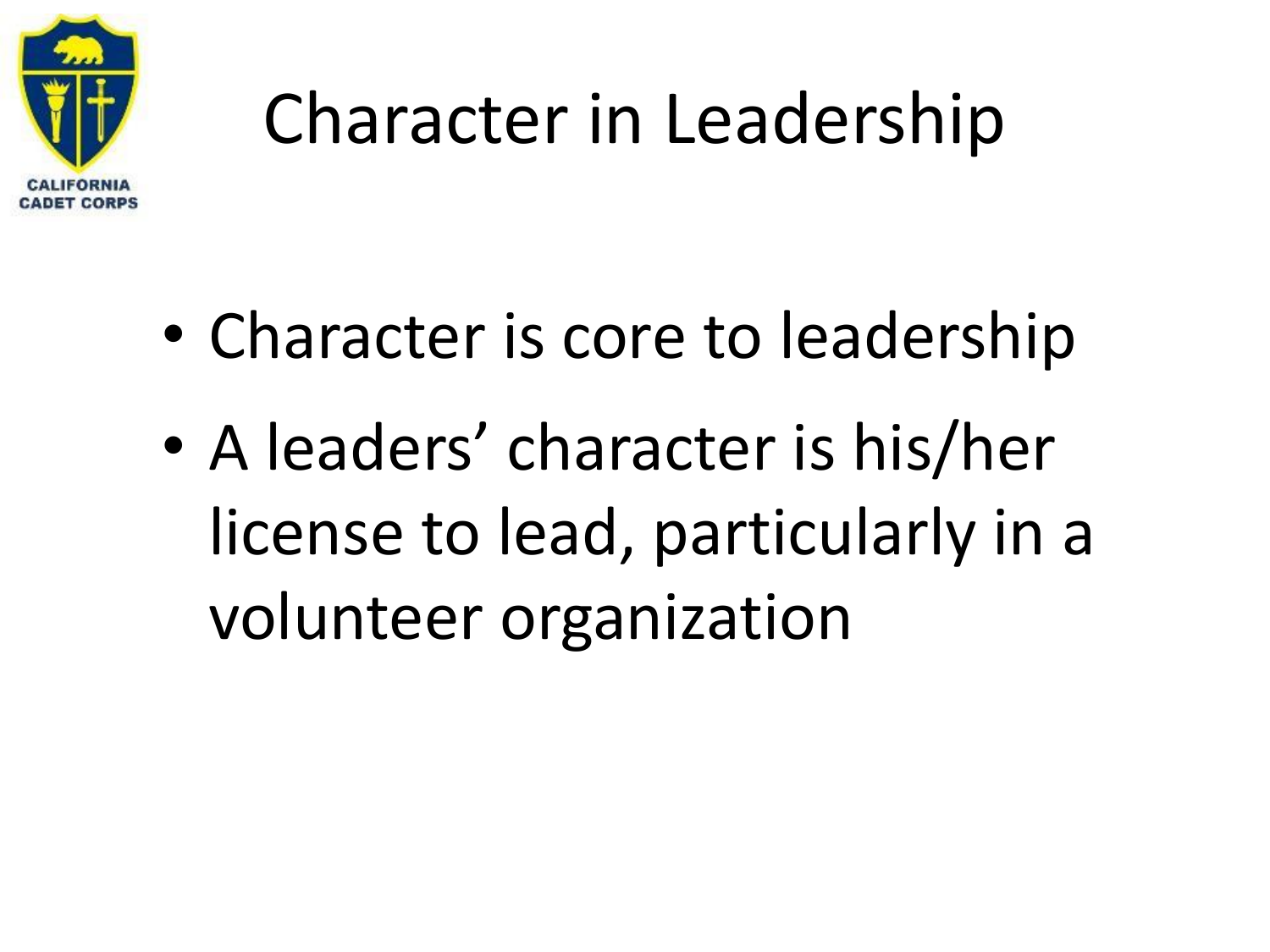# Character in Leadership

- Character is core to leadership
- A leaders' character is his/her license to lead, particularly in a volunteer organization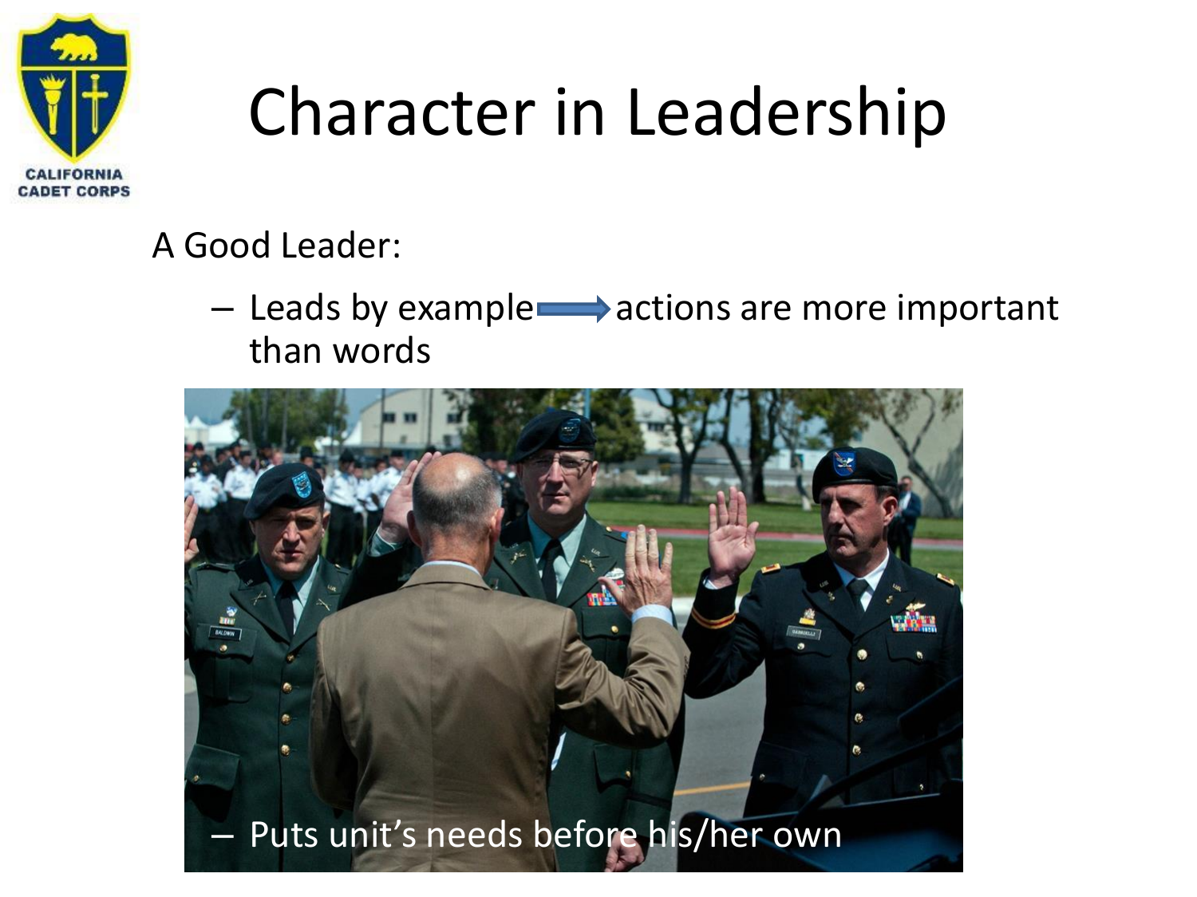# Character in Leadership

A Good Leader:

- Leads by example → actions are more important than words
- Puts unit's needs before his/her own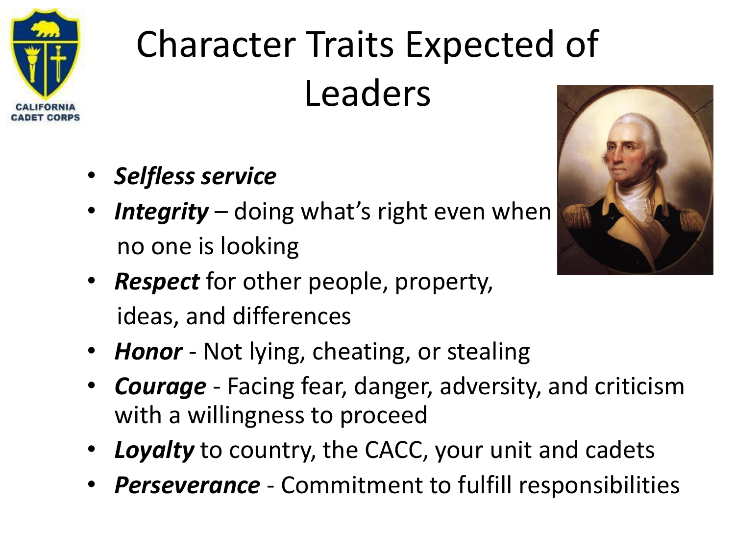# Character Traits Expected of Leaders

- ***Selfless service***
- ***Integrity*** – doing what's right even when no one is looking
- ***Respect*** for other people, property, ideas, and differences
- ***Honor*** - Not lying, cheating, or stealing
- ***Courage*** - Facing fear, danger, adversity, and criticism with a willingness to proceed
- ***Loyalty*** to country, the CACC, your unit and cadets
- ***Perseverance*** - Commitment to fulfill responsibilities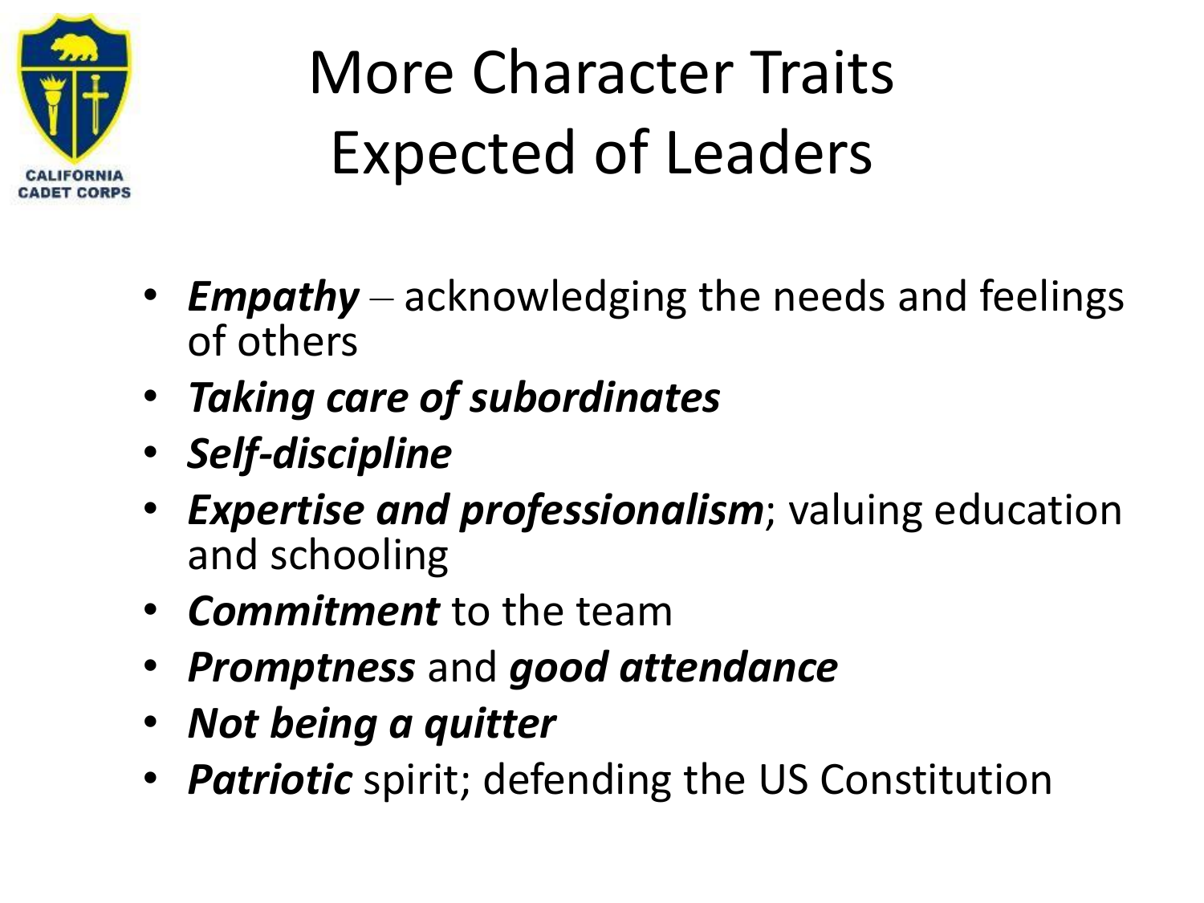# More Character Traits Expected of Leaders

- ***Empathy*** – acknowledging the needs and feelings of others
- ***Taking care of subordinates***
- ***Self-discipline***
- ***Expertise and professionalism***; valuing education and schooling
- ***Commitment*** to the team
- ***Promptness*** and ***good attendance***
- ***Not being a quitter***
- ***Patriotic*** spirit; defending the US Constitution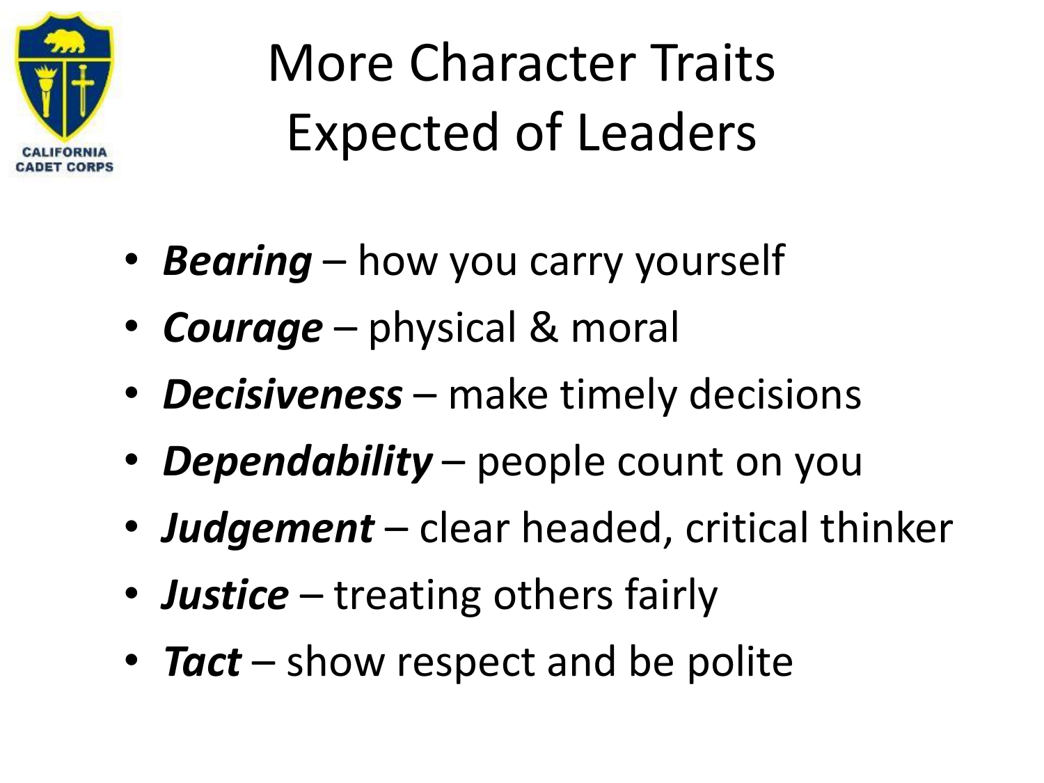CALIFORNIA CADET CORPS

# More Character Traits Expected of Leaders

- ***Bearing*** – how you carry yourself
- ***Courage*** – physical & moral
- ***Decisiveness*** – make timely decisions
- ***Dependability*** – people count on you
- ***Judgement*** – clear headed, critical thinker
- ***Justice*** – treating others fairly
- ***Tact*** – show respect and be polite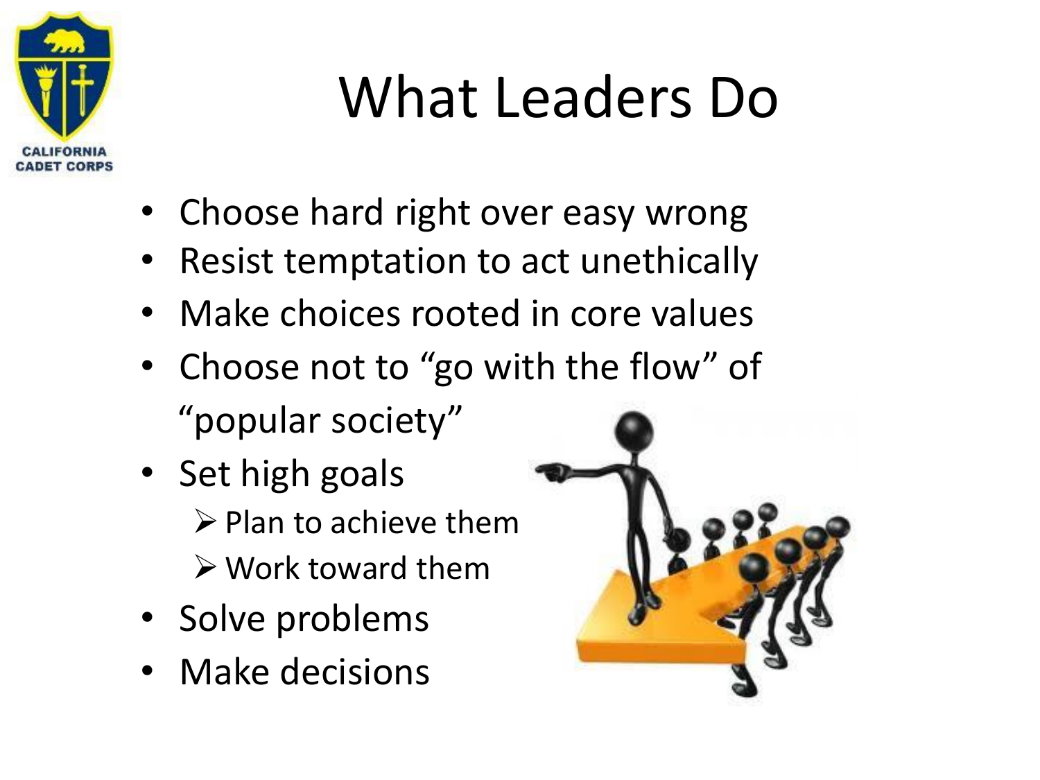# What Leaders Do

- Choose hard right over easy wrong
- Resist temptation to act unethically
- Make choices rooted in core values
- Choose not to "go with the flow" of "popular society"
- Set high goals
  - Plan to achieve them
  - Work toward them
- Solve problems
- Make decisions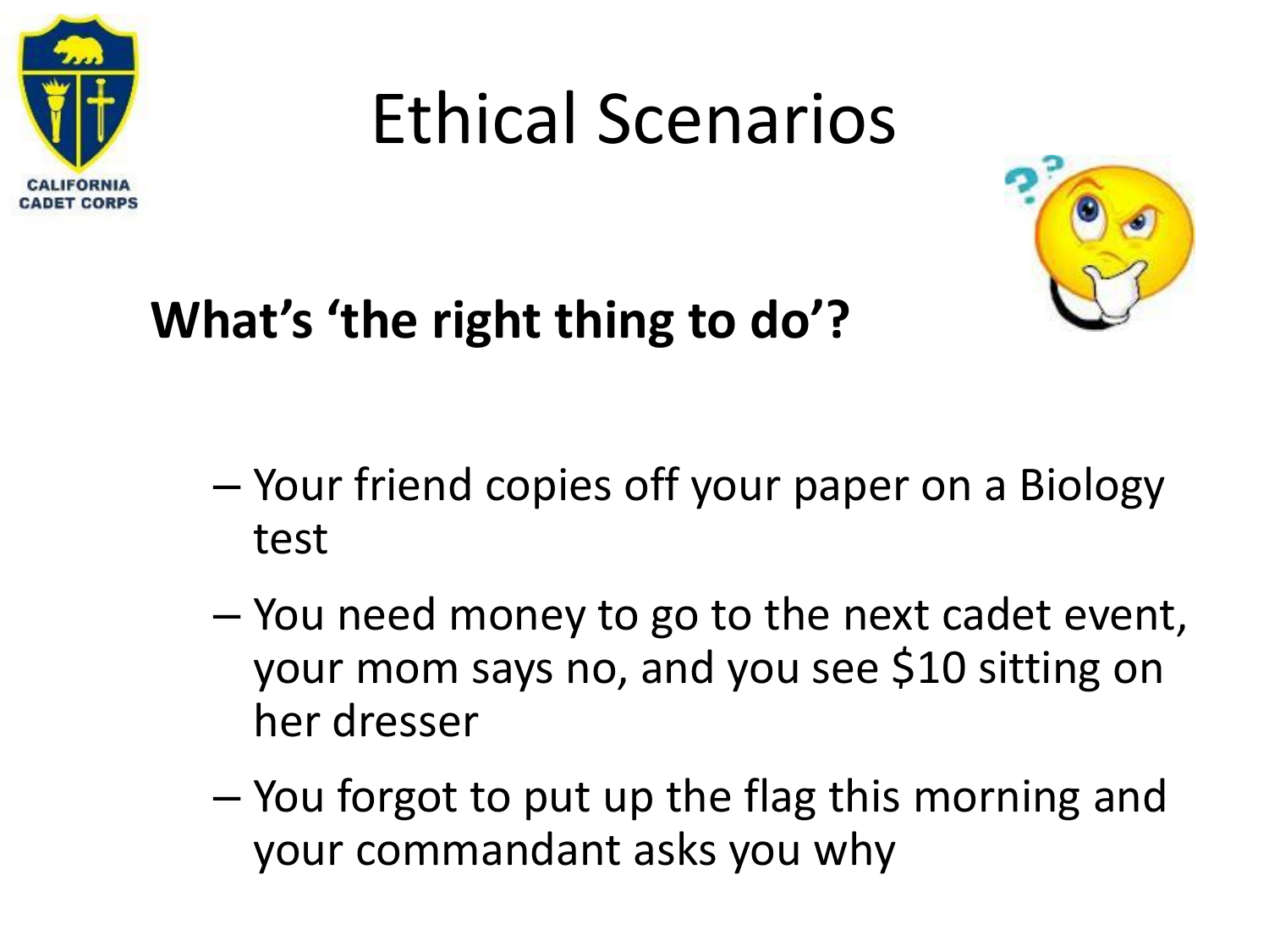CALIFORNIA CADET CORPS

# Ethical Scenarios

**What's 'the right thing to do'?**

- Your friend copies off your paper on a Biology test
- You need money to go to the next cadet event, your mom says no, and you see $10 sitting on her dresser
- You forgot to put up the flag this morning and your commandant asks you why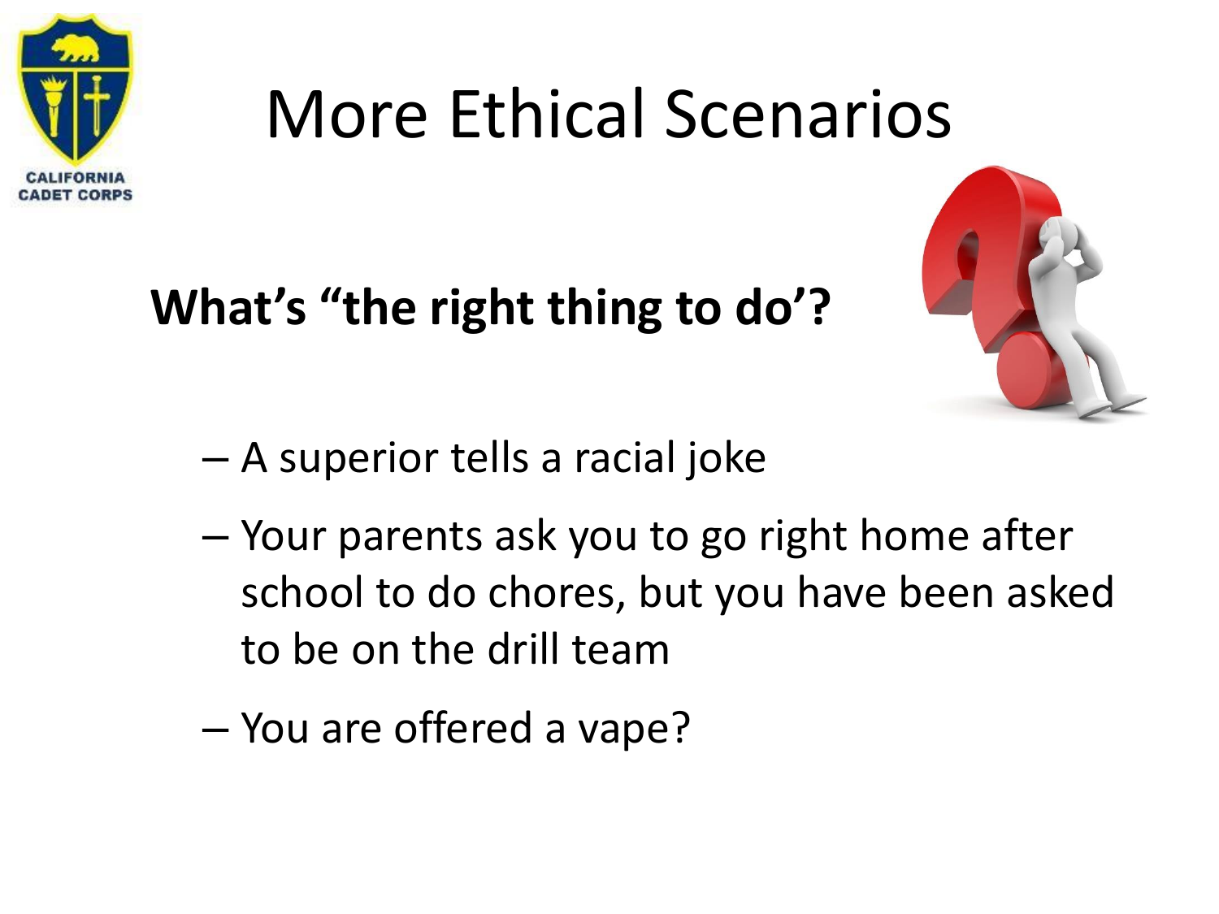# More Ethical Scenarios

**What's "the right thing to do'?**

- A superior tells a racial joke
- Your parents ask you to go right home after school to do chores, but you have been asked to be on the drill team
- You are offered a vape?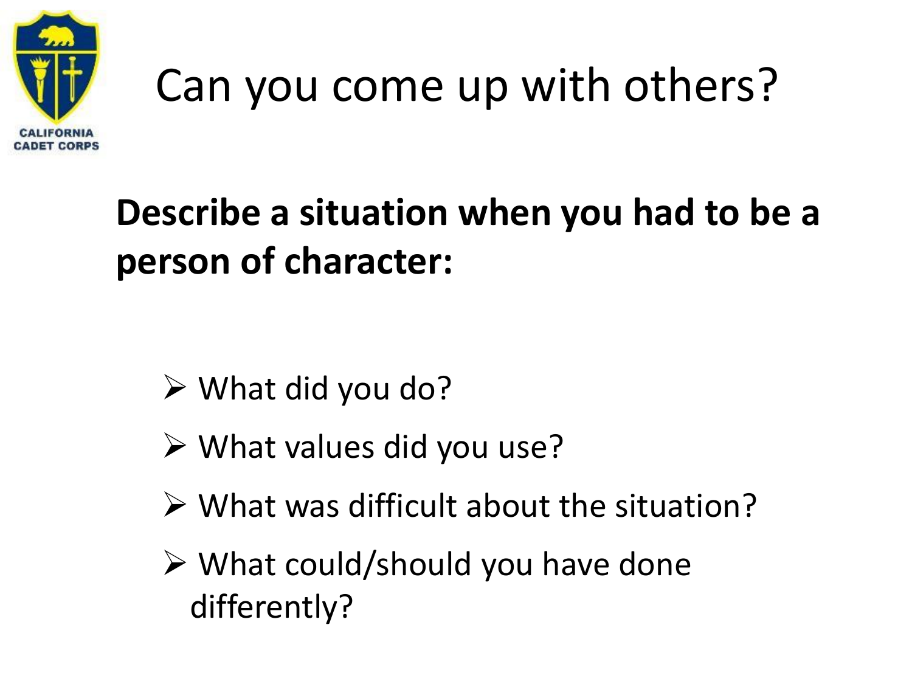# Can you come up with others?

**Describe a situation when you had to be a person of character:**

- What did you do?
- What values did you use?
- What was difficult about the situation?
- What could/should you have done differently?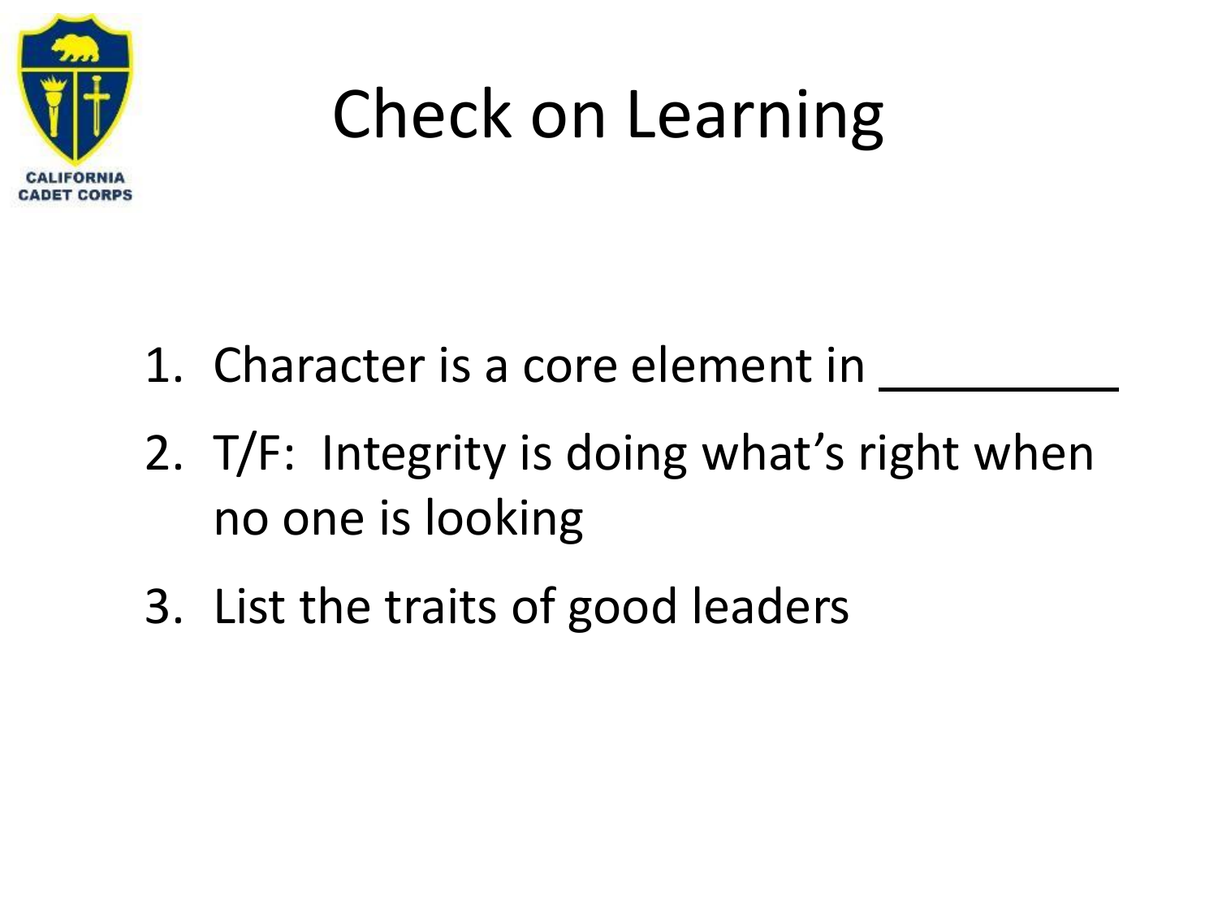# Check on Learning

1. Character is a core element in _________
2. T/F: Integrity is doing what's right when no one is looking
3. List the traits of good leaders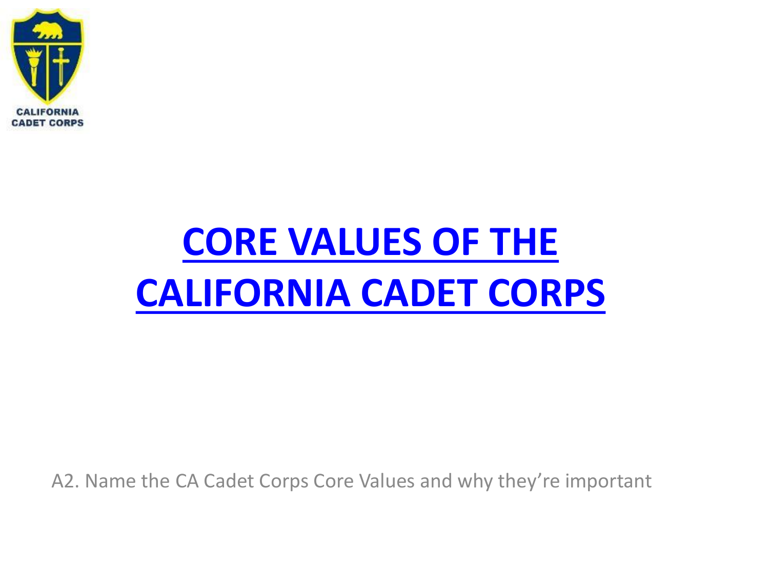CALIFORNIA CADET CORPS

# CORE VALUES OF THE CALIFORNIA CADET CORPS

A2. Name the CA Cadet Corps Core Values and why they're important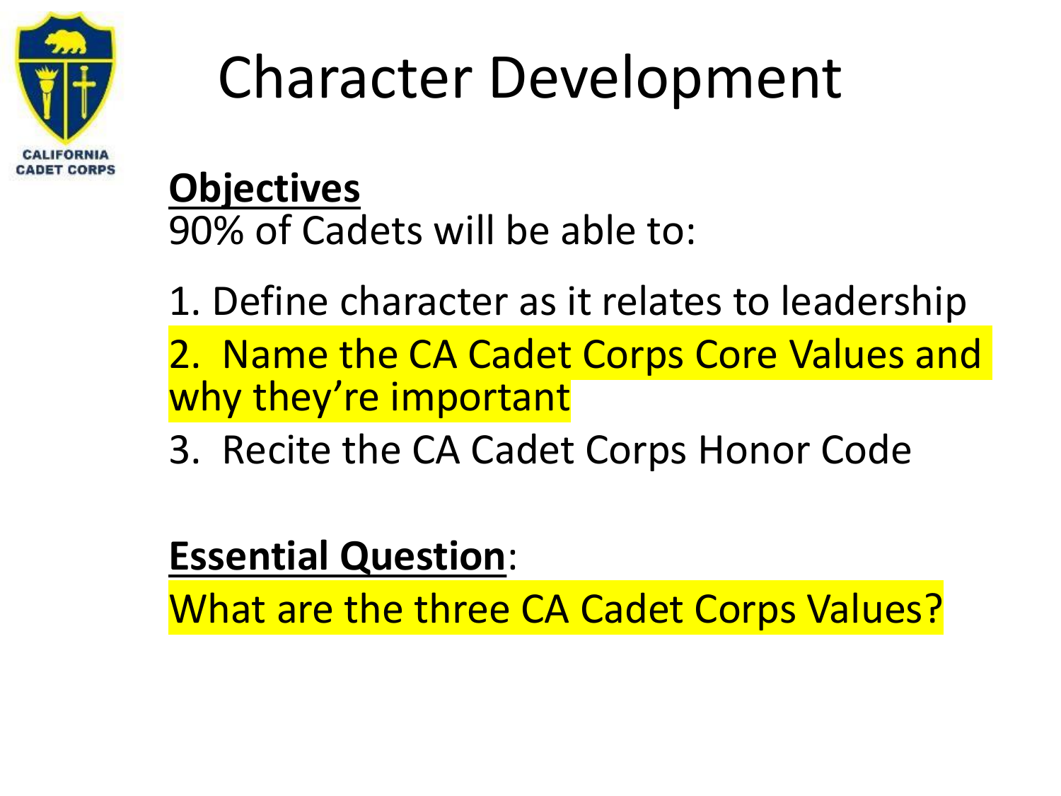CALIFORNIA CADET CORPS

# Character Development

**Objectives**

90% of Cadets will be able to:

1. Define character as it relates to leadership
2. Name the CA Cadet Corps Core Values and why they're important
3. Recite the CA Cadet Corps Honor Code

**Essential Question**:

What are the three CA Cadet Corps Values?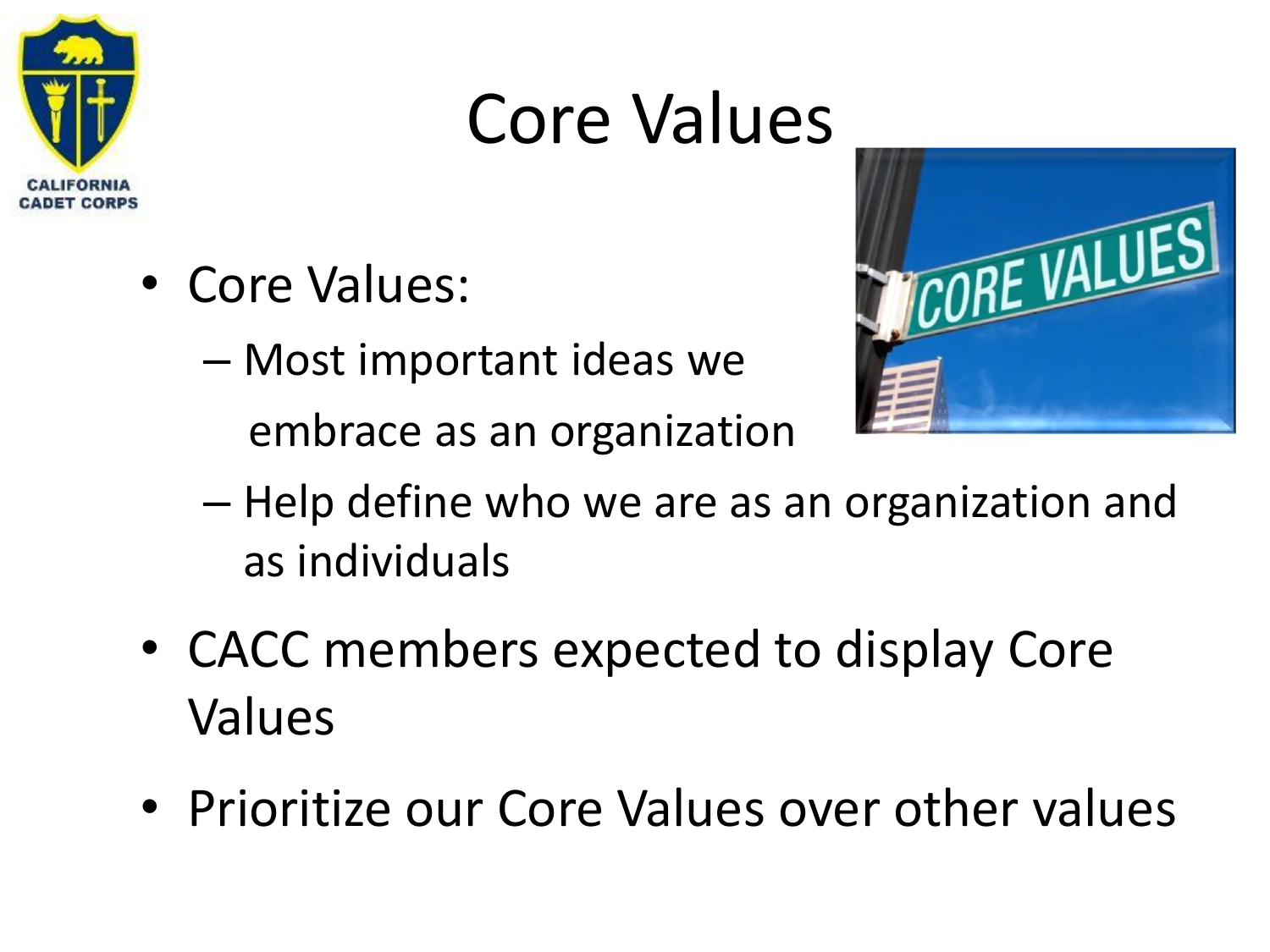# Core Values

- Core Values:
  - Most important ideas we embrace as an organization
  - Help define who we are as an organization and as individuals
- CACC members expected to display Core Values
- Prioritize our Core Values over other values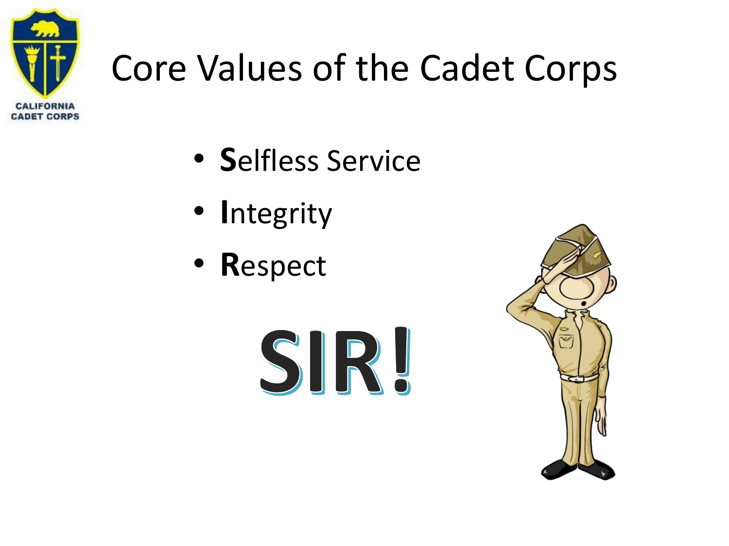# Core Values of the Cadet Corps

- **S**elfless Service
- **I**ntegrity
- **R**espect

**SIR!**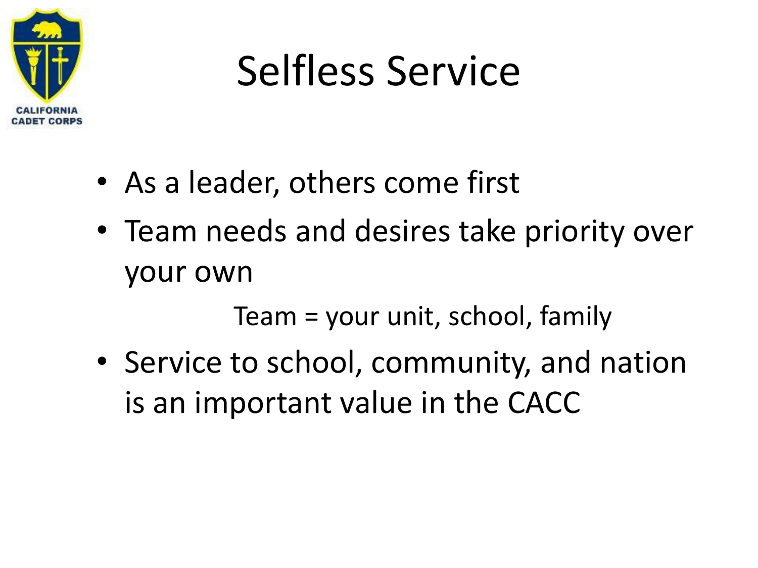CALIFORNIA CADET CORPS

# Selfless Service

- As a leader, others come first
- Team needs and desires take priority over your own

  Team = your unit, school, family

- Service to school, community, and nation is an important value in the CACC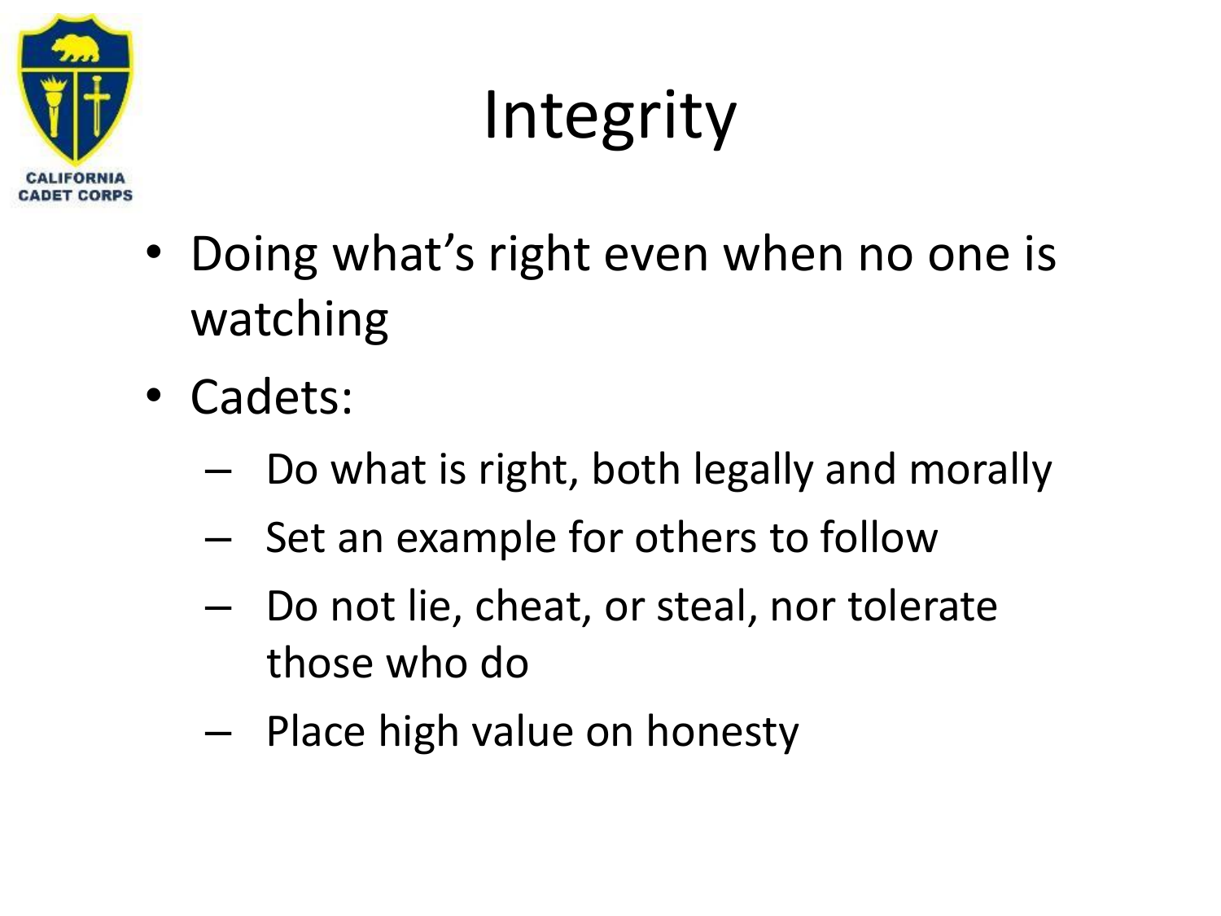# Integrity

- Doing what's right even when no one is watching
- Cadets:
  - Do what is right, both legally and morally
  - Set an example for others to follow
  - Do not lie, cheat, or steal, nor tolerate those who do
  - Place high value on honesty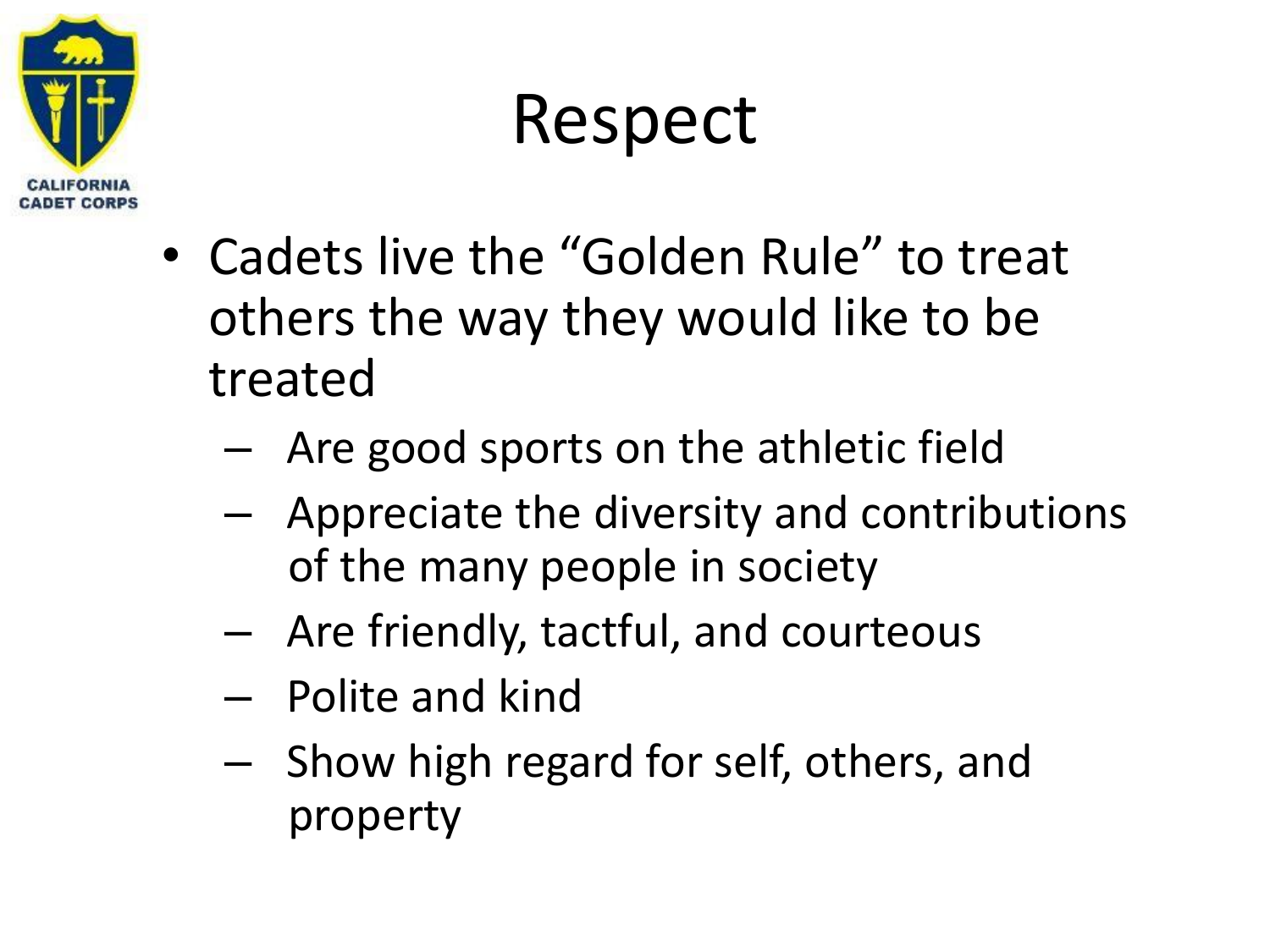# Respect

- Cadets live the "Golden Rule" to treat others the way they would like to be treated
  - Are good sports on the athletic field
  - Appreciate the diversity and contributions of the many people in society
  - Are friendly, tactful, and courteous
  - Polite and kind
  - Show high regard for self, others, and property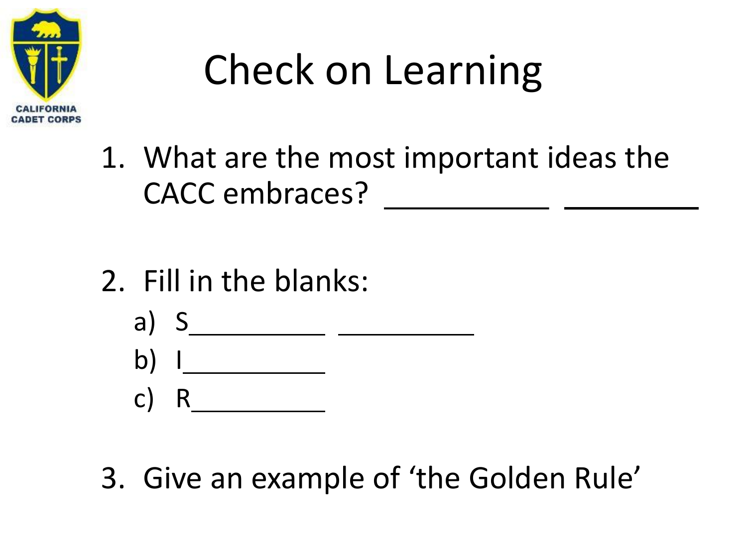# Check on Learning

1. What are the most important ideas the CACC embraces? ___________ _________

2. Fill in the blanks:
   a) S__________ __________
   b) I__________
   c) R__________

3. Give an example of 'the Golden Rule'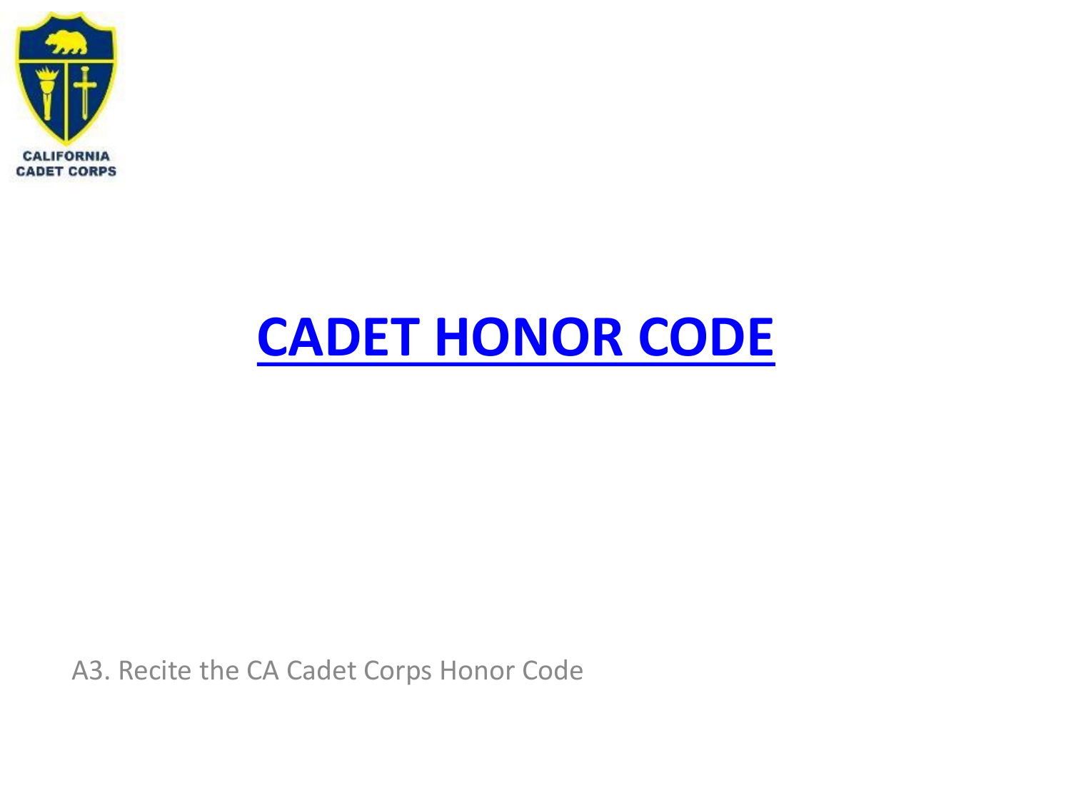CALIFORNIA CADET CORPS

# CADET HONOR CODE

A3. Recite the CA Cadet Corps Honor Code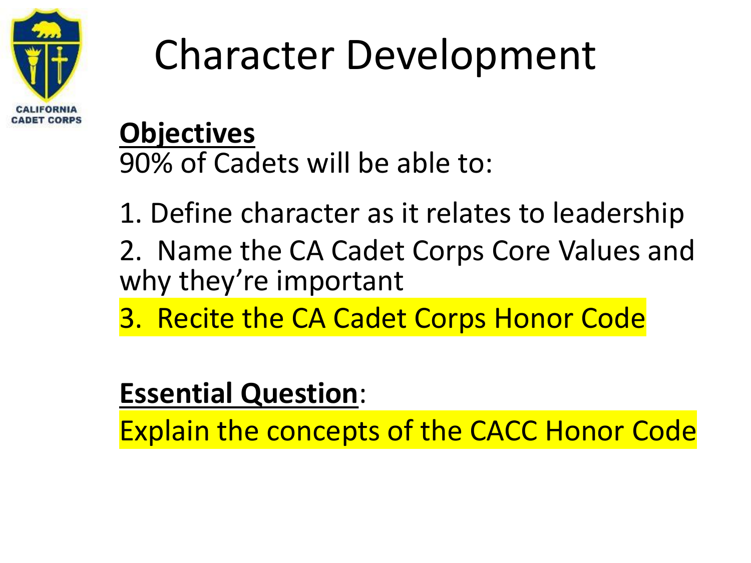# Character Development

**Objectives**

90% of Cadets will be able to:

1. Define character as it relates to leadership
2. Name the CA Cadet Corps Core Values and why they're important
3. Recite the CA Cadet Corps Honor Code

**Essential Question**:

Explain the concepts of the CACC Honor Code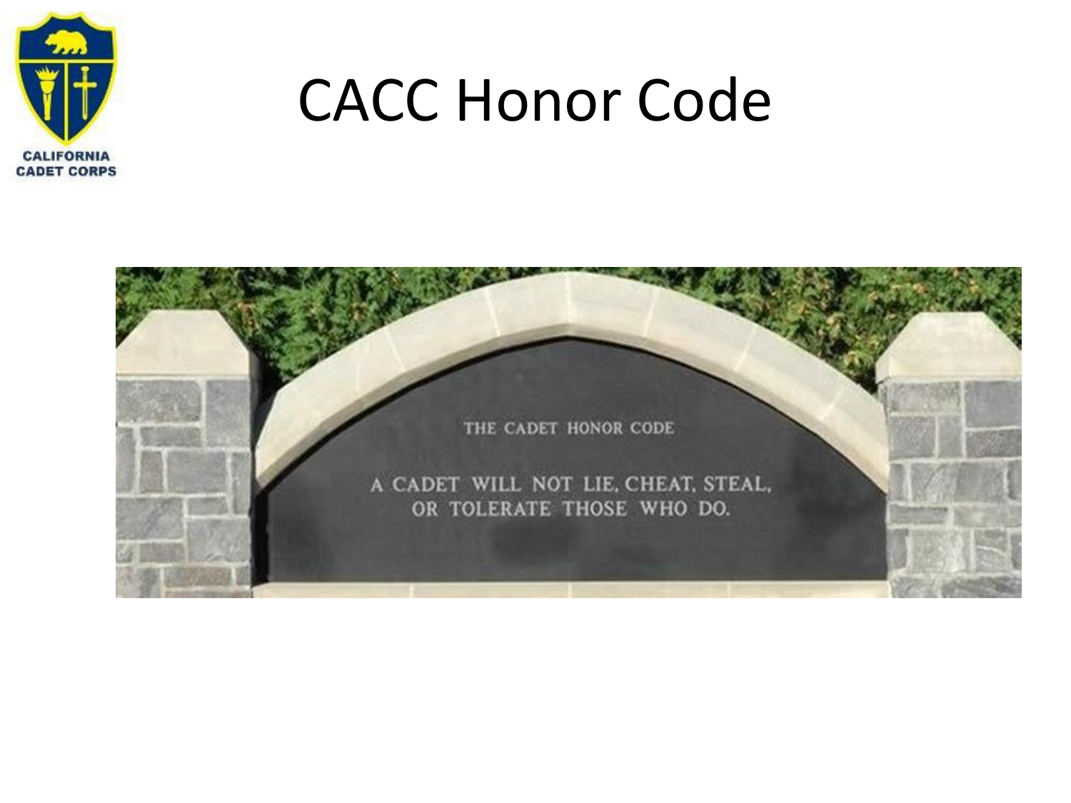# CACC Honor Code

THE CADET HONOR CODE

A CADET WILL NOT LIE, CHEAT, STEAL, OR TOLERATE THOSE WHO DO.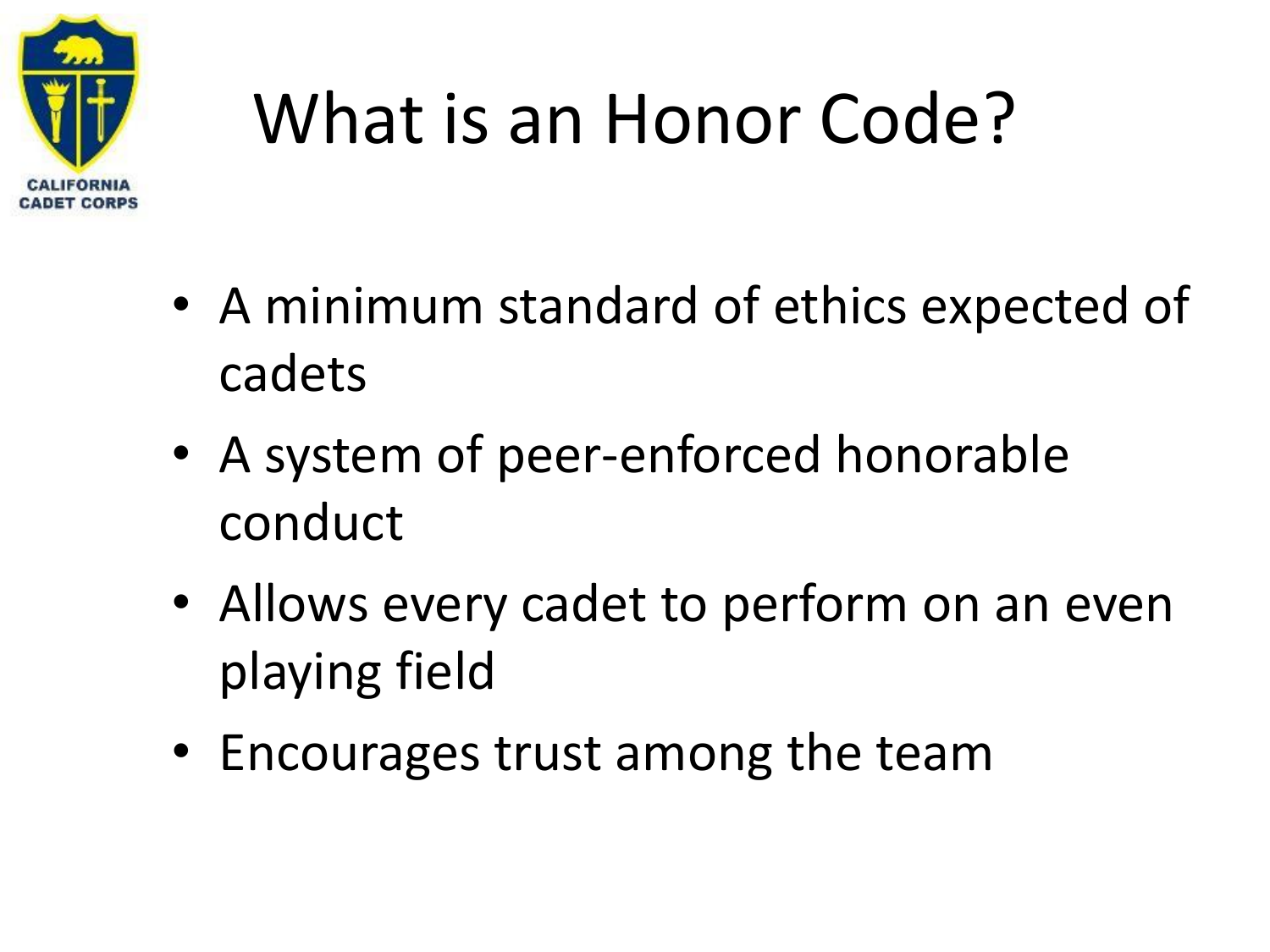# What is an Honor Code?

- A minimum standard of ethics expected of cadets
- A system of peer-enforced honorable conduct
- Allows every cadet to perform on an even playing field
- Encourages trust among the team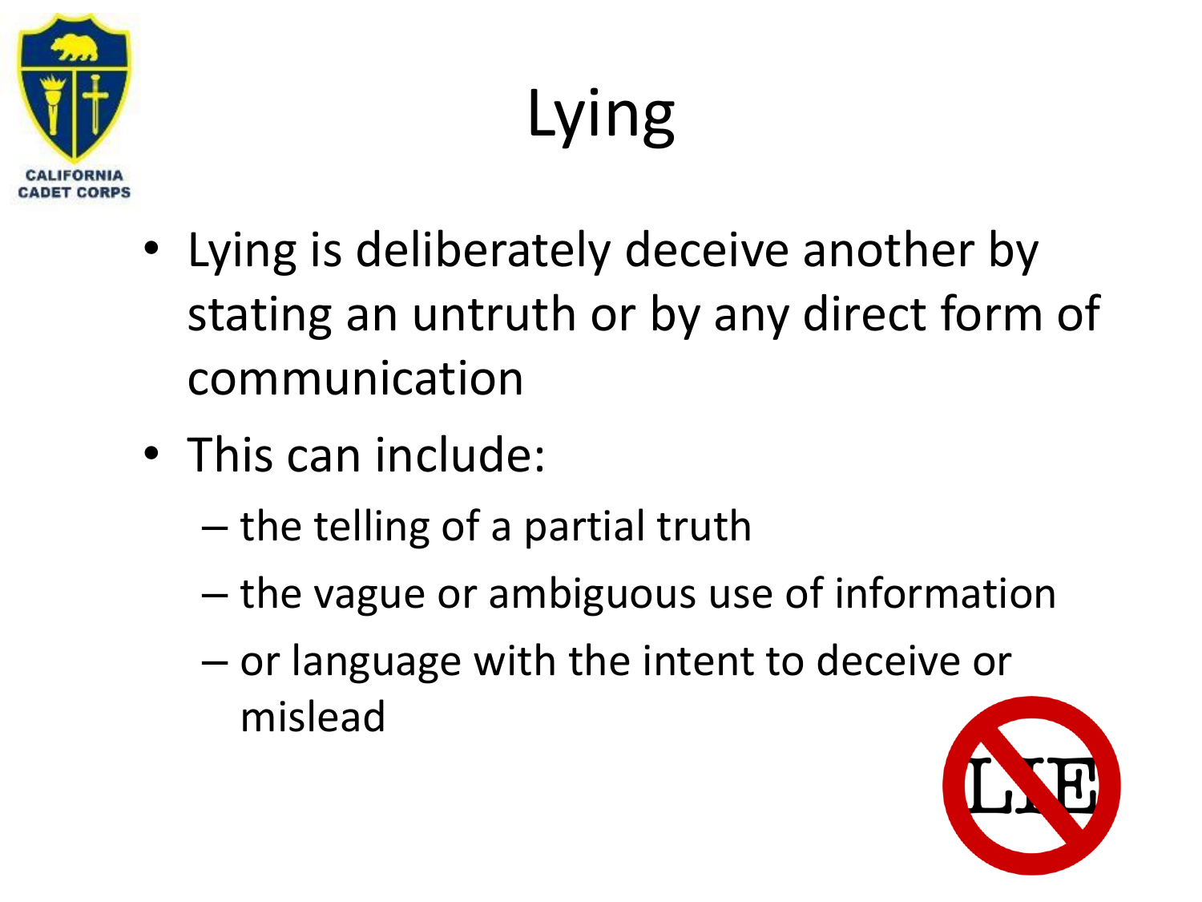# Lying

- Lying is deliberately deceive another by stating an untruth or by any direct form of communication
- This can include:
  - the telling of a partial truth
  - the vague or ambiguous use of information
  - or language with the intent to deceive or mislead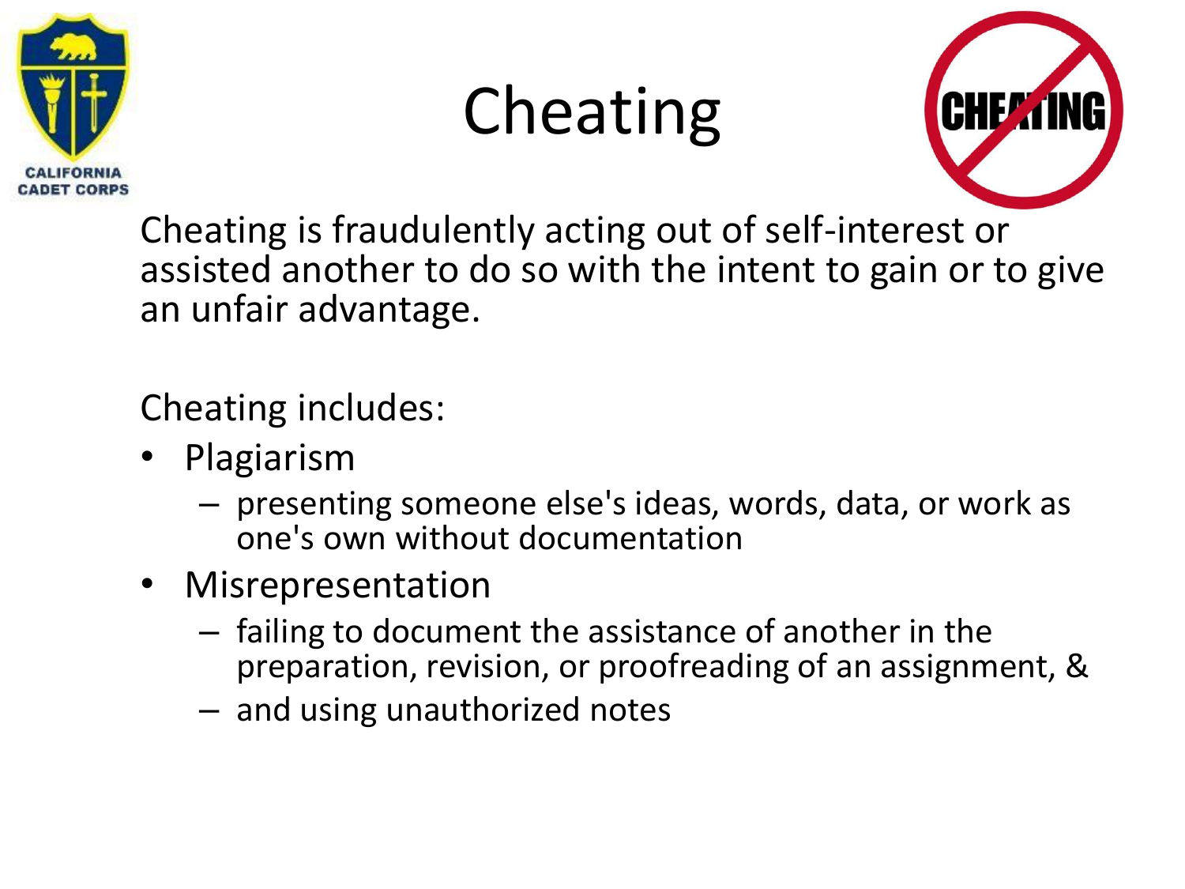# Cheating

Cheating is fraudulently acting out of self-interest or assisted another to do so with the intent to gain or to give an unfair advantage.

Cheating includes:

- Plagiarism
  - presenting someone else's ideas, words, data, or work as one's own without documentation
- Misrepresentation
  - failing to document the assistance of another in the preparation, revision, or proofreading of an assignment, &
  - and using unauthorized notes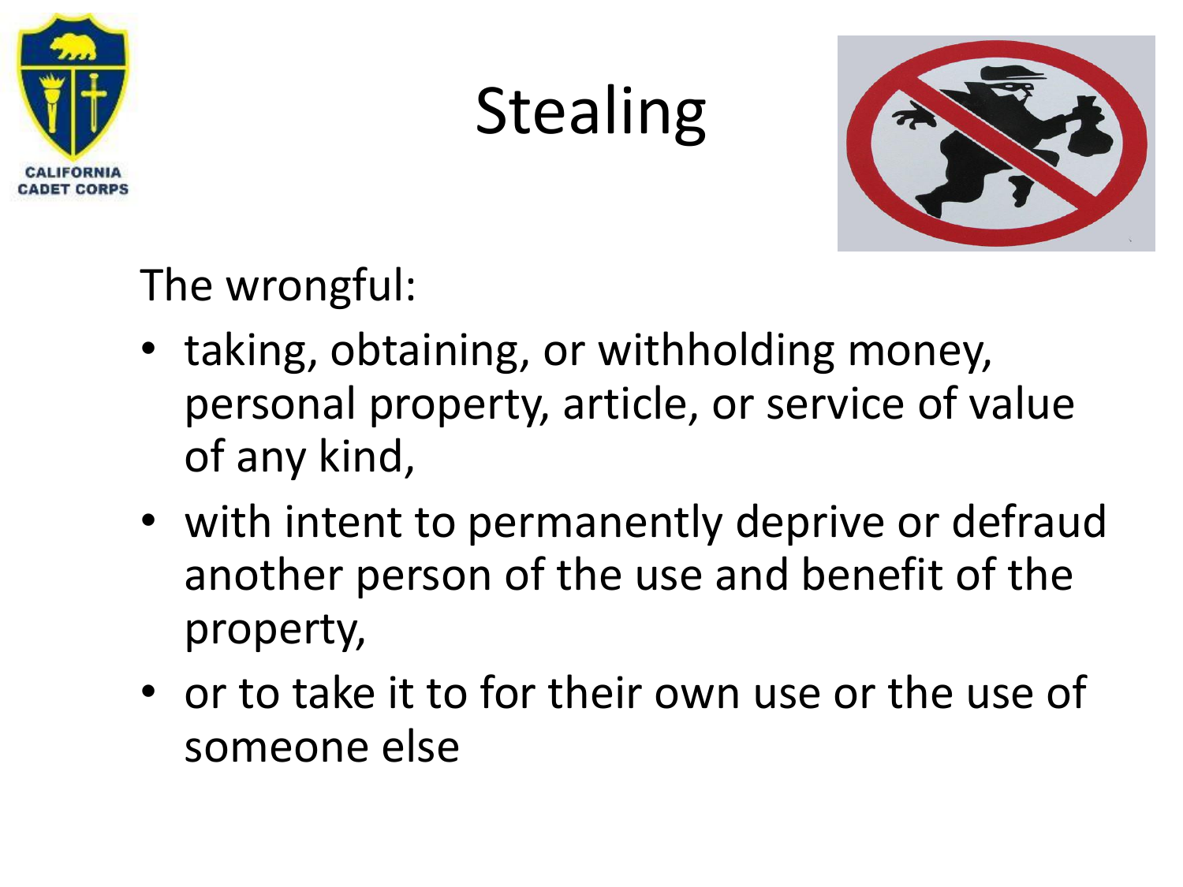# Stealing

The wrongful:

- taking, obtaining, or withholding money, personal property, article, or service of value of any kind,
- with intent to permanently deprive or defraud another person of the use and benefit of the property,
- or to take it to for their own use or the use of someone else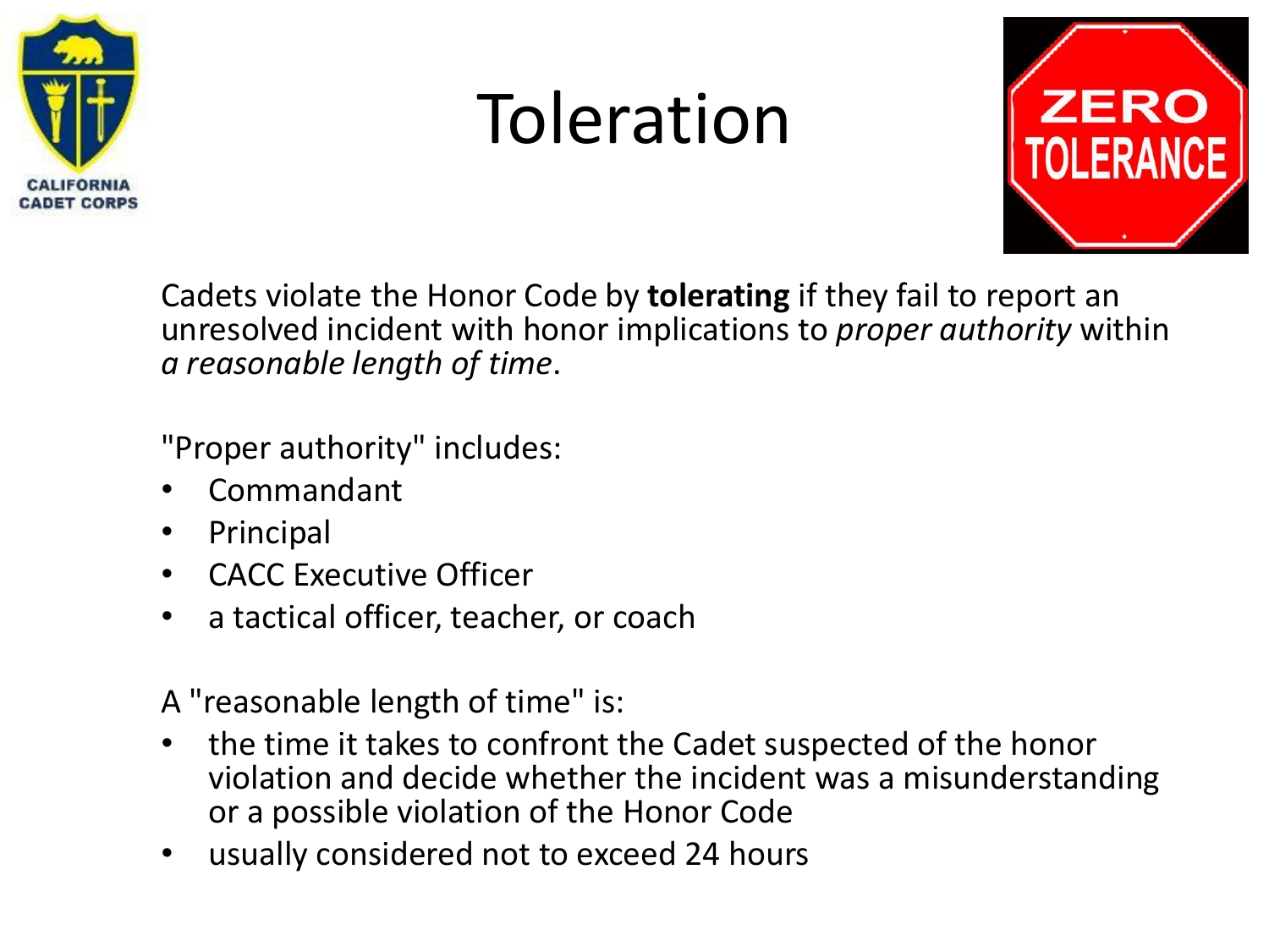# Toleration

Cadets violate the Honor Code by **tolerating** if they fail to report an unresolved incident with honor implications to *proper authority* within *a reasonable length of time*.

"Proper authority" includes:

- Commandant
- Principal
- CACC Executive Officer
- a tactical officer, teacher, or coach

A "reasonable length of time" is:

- the time it takes to confront the Cadet suspected of the honor violation and decide whether the incident was a misunderstanding or a possible violation of the Honor Code
- usually considered not to exceed 24 hours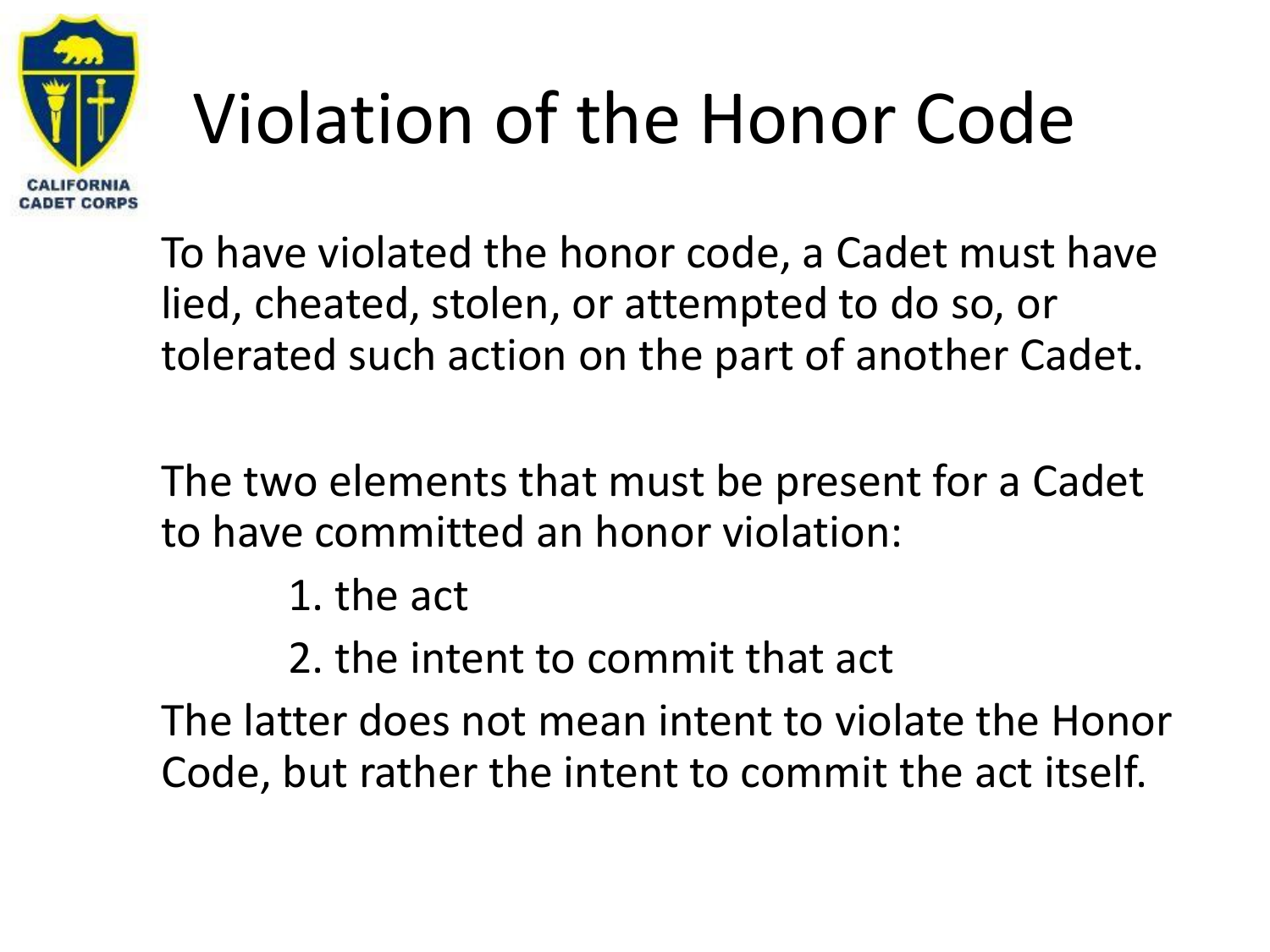# Violation of the Honor Code

To have violated the honor code, a Cadet must have lied, cheated, stolen, or attempted to do so, or tolerated such action on the part of another Cadet.

The two elements that must be present for a Cadet to have committed an honor violation:

1. the act
2. the intent to commit that act

The latter does not mean intent to violate the Honor Code, but rather the intent to commit the act itself.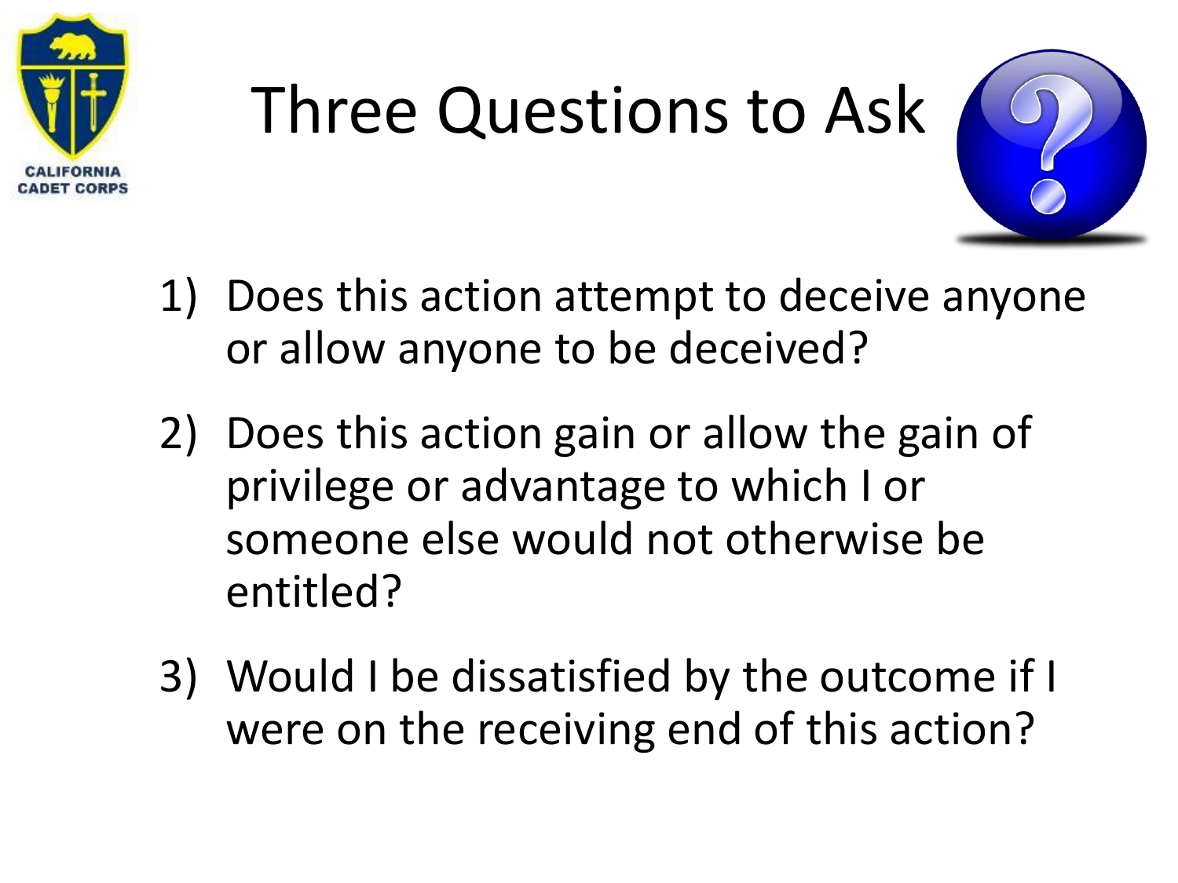# Three Questions to Ask

1) Does this action attempt to deceive anyone or allow anyone to be deceived?
2) Does this action gain or allow the gain of privilege or advantage to which I or someone else would not otherwise be entitled?
3) Would I be dissatisfied by the outcome if I were on the receiving end of this action?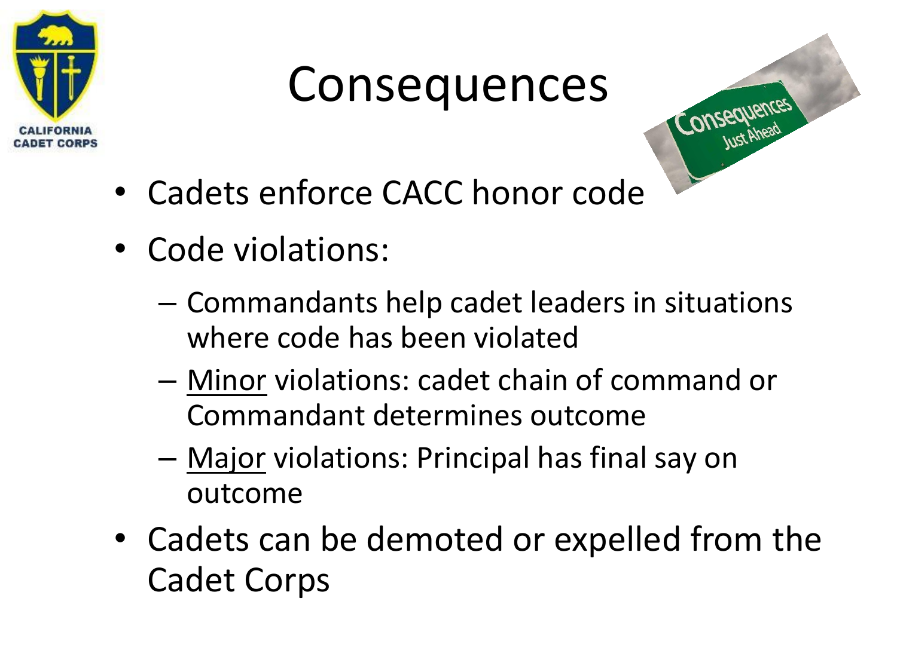# Consequences

- Cadets enforce CACC honor code
- Code violations:
  - Commandants help cadet leaders in situations where code has been violated
  - <u>Minor</u> violations: cadet chain of command or Commandant determines outcome
  - <u>Major</u> violations: Principal has final say on outcome
- Cadets can be demoted or expelled from the Cadet Corps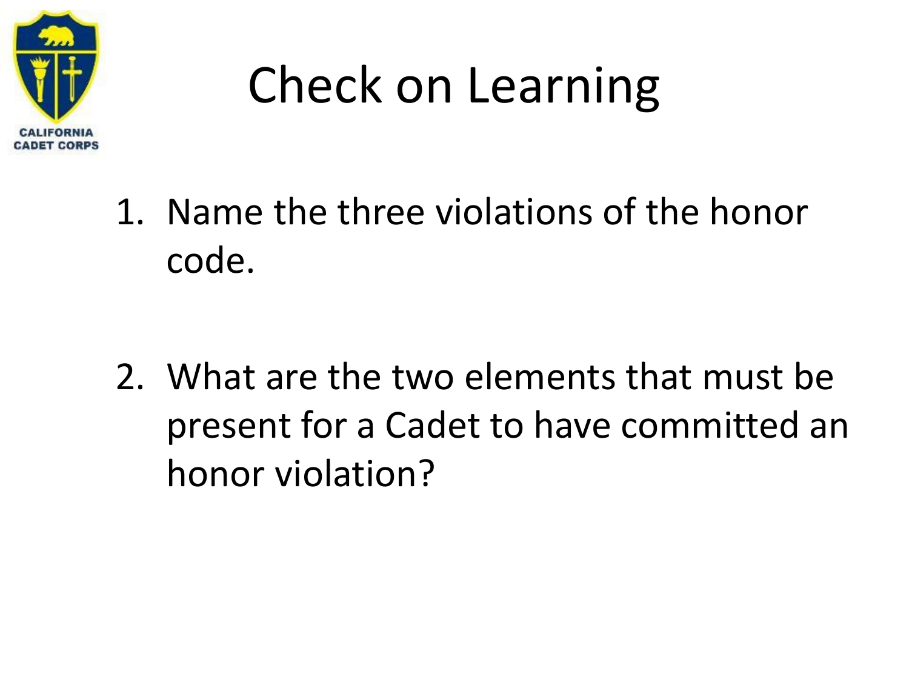CALIFORNIA CADET CORPS

# Check on Learning

1. Name the three violations of the honor code.

2. What are the two elements that must be present for a Cadet to have committed an honor violation?